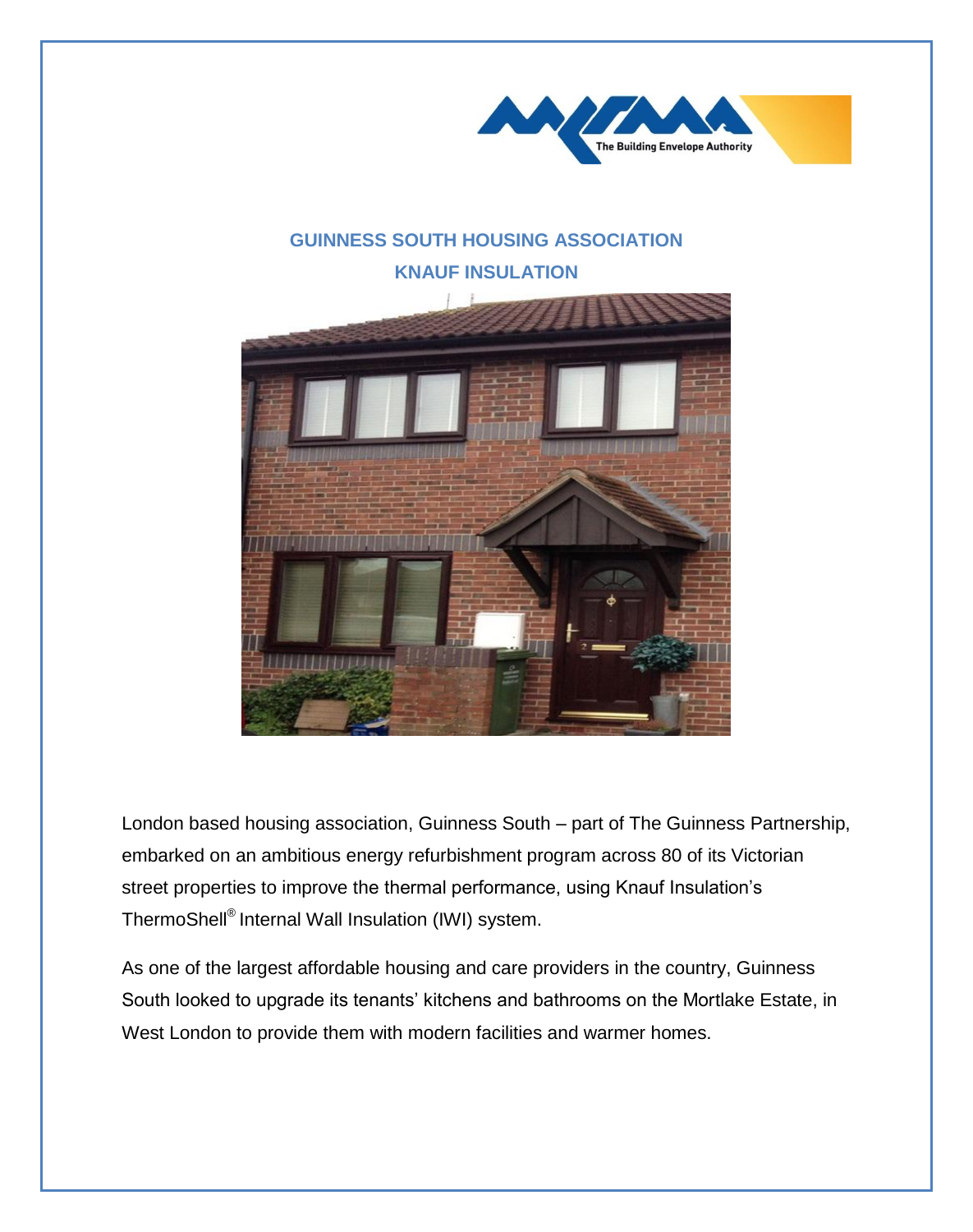# GUINNESS SOUTH HOUSING ASSOCIATION

## KNAUF INSULATION

London based housing association, Guinness South – part of The Guinness Partnership, embarked on an ambitious energy refurbishment program across 80 of its Victorian street properties to improve the thermal performance, using Knauf Insulation's ThermoShell® Internal Wall Insulation (IWI) system.

As one of the largest affordable housing and care providers in the country, Guinness South looked to upgrade its tenants' kitchens and bathrooms on the Mortlake Estate, in West London to provide them with modern facilities and warmer homes.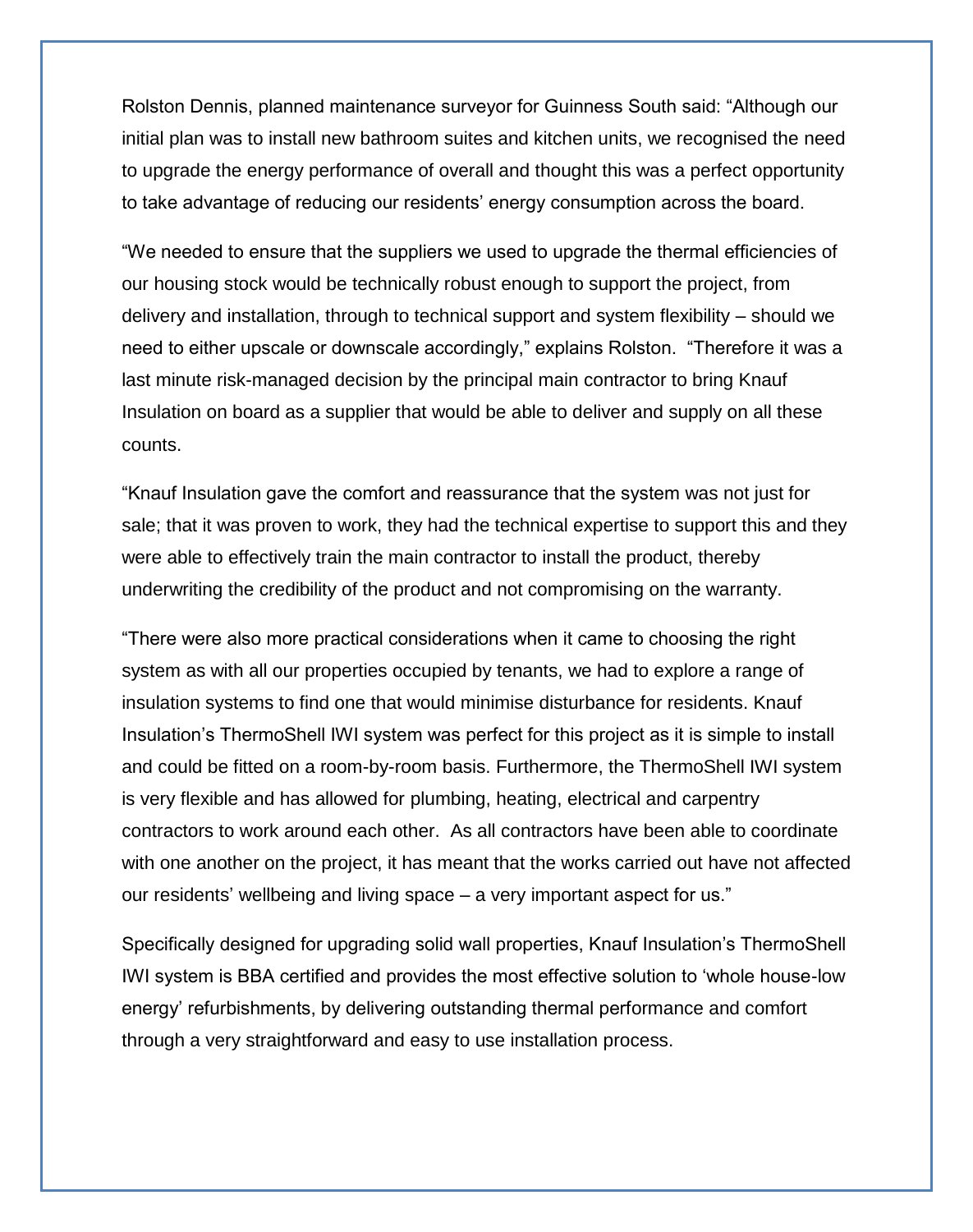Rolston Dennis, planned maintenance surveyor for Guinness South said: "Although our initial plan was to install new bathroom suites and kitchen units, we recognised the need to upgrade the energy performance of overall and thought this was a perfect opportunity to take advantage of reducing our residents' energy consumption across the board.

"We needed to ensure that the suppliers we used to upgrade the thermal efficiencies of our housing stock would be technically robust enough to support the project, from delivery and installation, through to technical support and system flexibility – should we need to either upscale or downscale accordingly," explains Rolston. "Therefore it was a last minute risk-managed decision by the principal main contractor to bring Knauf Insulation on board as a supplier that would be able to deliver and supply on all these counts.

"Knauf Insulation gave the comfort and reassurance that the system was not just for sale; that it was proven to work, they had the technical expertise to support this and they were able to effectively train the main contractor to install the product, thereby underwriting the credibility of the product and not compromising on the warranty.

"There were also more practical considerations when it came to choosing the right system as with all our properties occupied by tenants, we had to explore a range of insulation systems to find one that would minimise disturbance for residents. Knauf Insulation's ThermoShell IWI system was perfect for this project as it is simple to install and could be fitted on a room-by-room basis. Furthermore, the ThermoShell IWI system is very flexible and has allowed for plumbing, heating, electrical and carpentry contractors to work around each other. As all contractors have been able to coordinate with one another on the project, it has meant that the works carried out have not affected our residents' wellbeing and living space – a very important aspect for us."

Specifically designed for upgrading solid wall properties, Knauf Insulation's ThermoShell IWI system is BBA certified and provides the most effective solution to 'whole house-low energy' refurbishments, by delivering outstanding thermal performance and comfort through a very straightforward and easy to use installation process.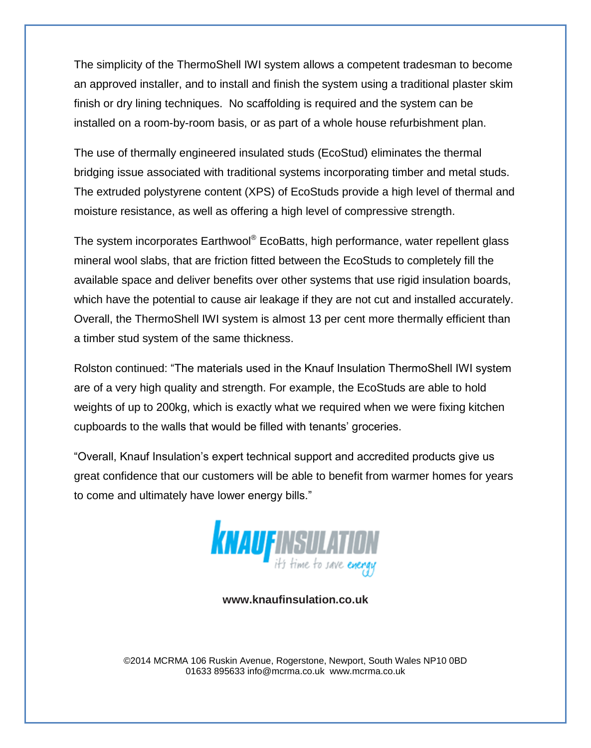The simplicity of the ThermoShell IWI system allows a competent tradesman to become an approved installer, and to install and finish the system using a traditional plaster skim finish or dry lining techniques. No scaffolding is required and the system can be installed on a room-by-room basis, or as part of a whole house refurbishment plan.

The use of thermally engineered insulated studs (EcoStud) eliminates the thermal bridging issue associated with traditional systems incorporating timber and metal studs. The extruded polystyrene content (XPS) of EcoStuds provide a high level of thermal and moisture resistance, as well as offering a high level of compressive strength.

The system incorporates Earthwool® EcoBatts, high performance, water repellent glass mineral wool slabs, that are friction fitted between the EcoStuds to completely fill the available space and deliver benefits over other systems that use rigid insulation boards, which have the potential to cause air leakage if they are not cut and installed accurately. Overall, the ThermoShell IWI system is almost 13 per cent more thermally efficient than a timber stud system of the same thickness.

Rolston continued: "The materials used in the Knauf Insulation ThermoShell IWI system are of a very high quality and strength. For example, the EcoStuds are able to hold weights of up to 200kg, which is exactly what we required when we were fixing kitchen cupboards to the walls that would be filled with tenants' groceries.

"Overall, Knauf Insulation's expert technical support and accredited products give us great confidence that our customers will be able to benefit from warmer homes for years to come and ultimately have lower energy bills."

KNAUF INSULATION
it's time to save energy

**www.knaufinsulation.co.uk**

©2014 MCRMA 106 Ruskin Avenue, Rogerstone, Newport, South Wales NP10 0BD
01633 895633 info@mcrma.co.uk www.mcrma.co.uk